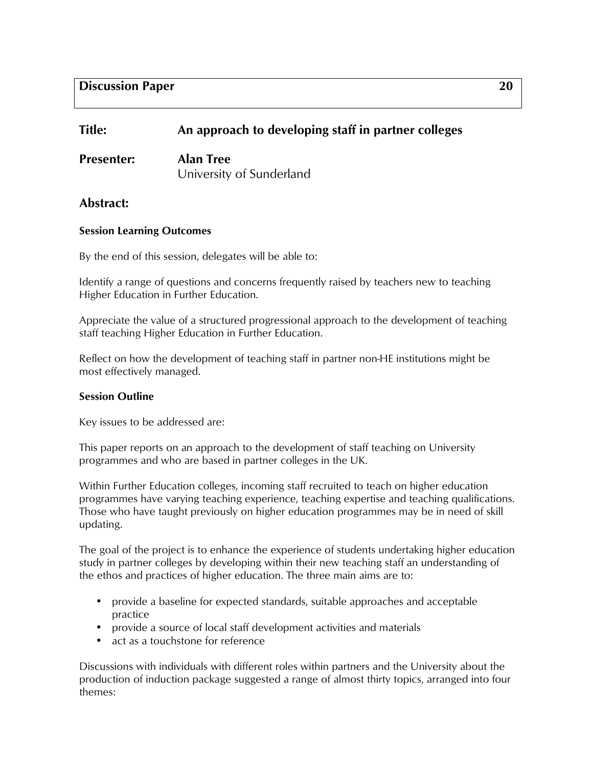**Discussion Paper 20**

## Title: An approach to developing staff in partner colleges

**Presenter: Alan Tree**
University of Sunderland

## Abstract:

### Session Learning Outcomes

By the end of this session, delegates will be able to:

Identify a range of questions and concerns frequently raised by teachers new to teaching Higher Education in Further Education.

Appreciate the value of a structured progressional approach to the development of teaching staff teaching Higher Education in Further Education.

Reflect on how the development of teaching staff in partner non-HE institutions might be most effectively managed.

### Session Outline

Key issues to be addressed are:

This paper reports on an approach to the development of staff teaching on University programmes and who are based in partner colleges in the UK.

Within Further Education colleges, incoming staff recruited to teach on higher education programmes have varying teaching experience, teaching expertise and teaching qualifications. Those who have taught previously on higher education programmes may be in need of skill updating.

The goal of the project is to enhance the experience of students undertaking higher education study in partner colleges by developing within their new teaching staff an understanding of the ethos and practices of higher education. The three main aims are to:

- provide a baseline for expected standards, suitable approaches and acceptable practice
- provide a source of local staff development activities and materials
- act as a touchstone for reference

Discussions with individuals with different roles within partners and the University about the production of induction package suggested a range of almost thirty topics, arranged into four themes: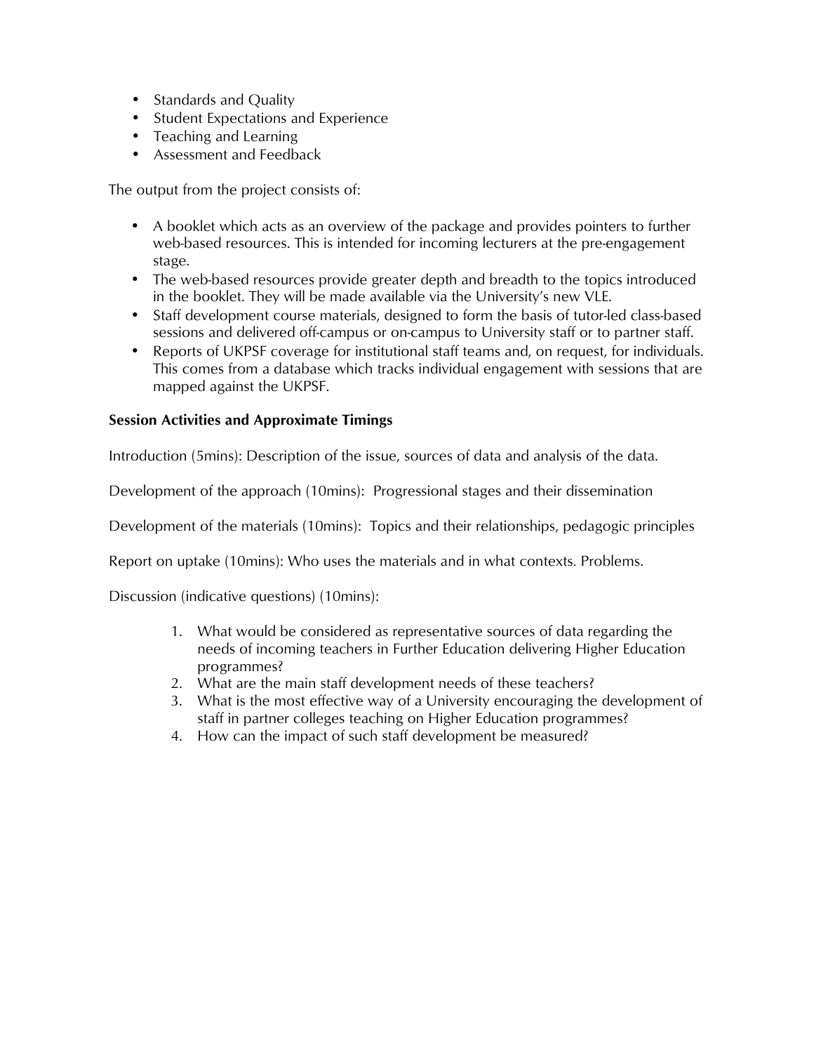- Standards and Quality
- Student Expectations and Experience
- Teaching and Learning
- Assessment and Feedback

The output from the project consists of:

- A booklet which acts as an overview of the package and provides pointers to further web-based resources. This is intended for incoming lecturers at the pre-engagement stage.
- The web-based resources provide greater depth and breadth to the topics introduced in the booklet. They will be made available via the University's new VLE.
- Staff development course materials, designed to form the basis of tutor-led class-based sessions and delivered off-campus or on-campus to University staff or to partner staff.
- Reports of UKPSF coverage for institutional staff teams and, on request, for individuals. This comes from a database which tracks individual engagement with sessions that are mapped against the UKPSF.

**Session Activities and Approximate Timings**

Introduction (5mins): Description of the issue, sources of data and analysis of the data.

Development of the approach (10mins): Progressional stages and their dissemination

Development of the materials (10mins): Topics and their relationships, pedagogic principles

Report on uptake (10mins): Who uses the materials and in what contexts. Problems.

Discussion (indicative questions) (10mins):

1. What would be considered as representative sources of data regarding the needs of incoming teachers in Further Education delivering Higher Education programmes?
2. What are the main staff development needs of these teachers?
3. What is the most effective way of a University encouraging the development of staff in partner colleges teaching on Higher Education programmes?
4. How can the impact of such staff development be measured?